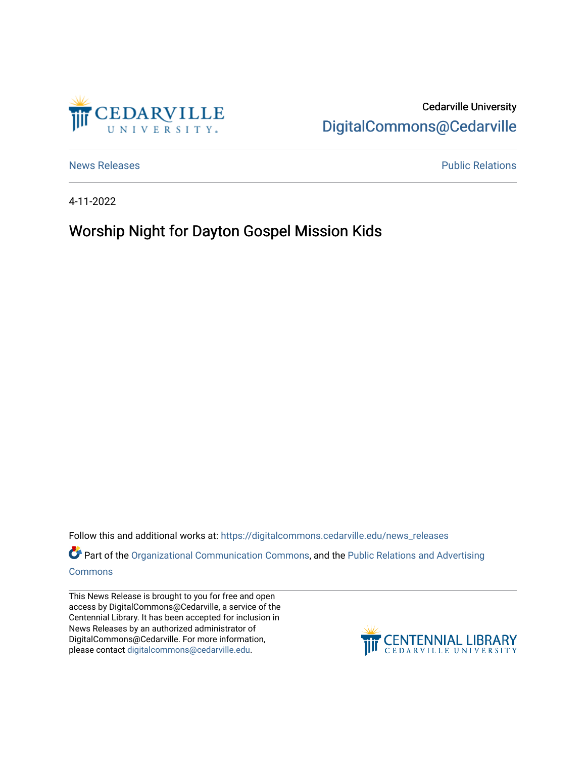Cedarville University

DigitalCommons@Cedarville

News Releases

Public Relations

4-11-2022

# Worship Night for Dayton Gospel Mission Kids

Follow this and additional works at: https://digitalcommons.cedarville.edu/news_releases

Part of the Organizational Communication Commons, and the Public Relations and Advertising Commons

This News Release is brought to you for free and open access by DigitalCommons@Cedarville, a service of the Centennial Library. It has been accepted for inclusion in News Releases by an authorized administrator of DigitalCommons@Cedarville. For more information, please contact digitalcommons@cedarville.edu.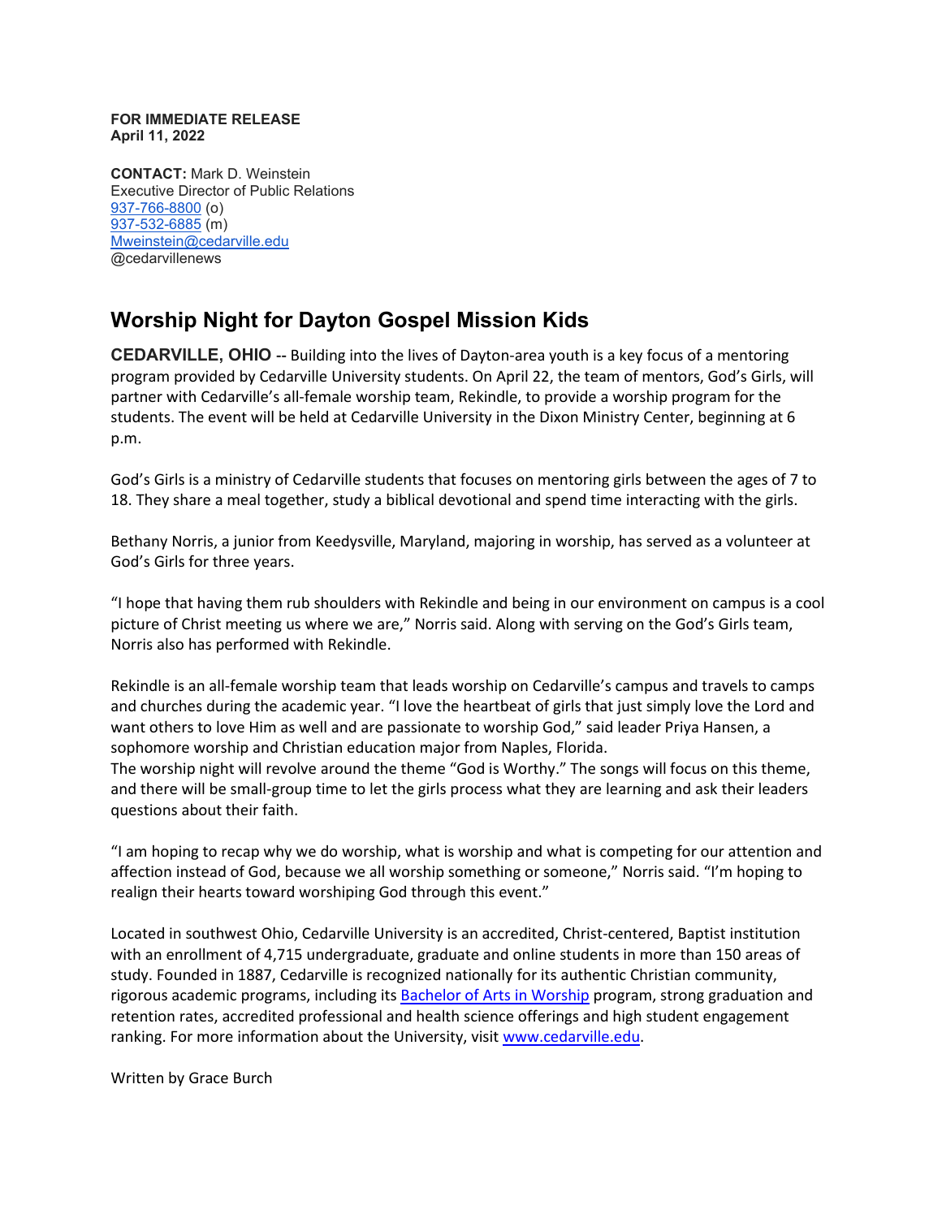**FOR IMMEDIATE RELEASE**
**April 11, 2022**

**CONTACT:** Mark D. Weinstein
Executive Director of Public Relations
937-766-8800 (o)
937-532-6885 (m)
Mweinstein@cedarville.edu
@cedarvillenews

# Worship Night for Dayton Gospel Mission Kids

**CEDARVILLE, OHIO** -- Building into the lives of Dayton-area youth is a key focus of a mentoring program provided by Cedarville University students. On April 22, the team of mentors, God's Girls, will partner with Cedarville's all-female worship team, Rekindle, to provide a worship program for the students. The event will be held at Cedarville University in the Dixon Ministry Center, beginning at 6 p.m.

God's Girls is a ministry of Cedarville students that focuses on mentoring girls between the ages of 7 to 18. They share a meal together, study a biblical devotional and spend time interacting with the girls.

Bethany Norris, a junior from Keedysville, Maryland, majoring in worship, has served as a volunteer at God's Girls for three years.

"I hope that having them rub shoulders with Rekindle and being in our environment on campus is a cool picture of Christ meeting us where we are," Norris said. Along with serving on the God's Girls team, Norris also has performed with Rekindle.

Rekindle is an all-female worship team that leads worship on Cedarville's campus and travels to camps and churches during the academic year. "I love the heartbeat of girls that just simply love the Lord and want others to love Him as well and are passionate to worship God," said leader Priya Hansen, a sophomore worship and Christian education major from Naples, Florida.
The worship night will revolve around the theme "God is Worthy." The songs will focus on this theme, and there will be small-group time to let the girls process what they are learning and ask their leaders questions about their faith.

"I am hoping to recap why we do worship, what is worship and what is competing for our attention and affection instead of God, because we all worship something or someone," Norris said. "I'm hoping to realign their hearts toward worshiping God through this event."

Located in southwest Ohio, Cedarville University is an accredited, Christ-centered, Baptist institution with an enrollment of 4,715 undergraduate, graduate and online students in more than 150 areas of study. Founded in 1887, Cedarville is recognized nationally for its authentic Christian community, rigorous academic programs, including its Bachelor of Arts in Worship program, strong graduation and retention rates, accredited professional and health science offerings and high student engagement ranking. For more information about the University, visit www.cedarville.edu.

Written by Grace Burch